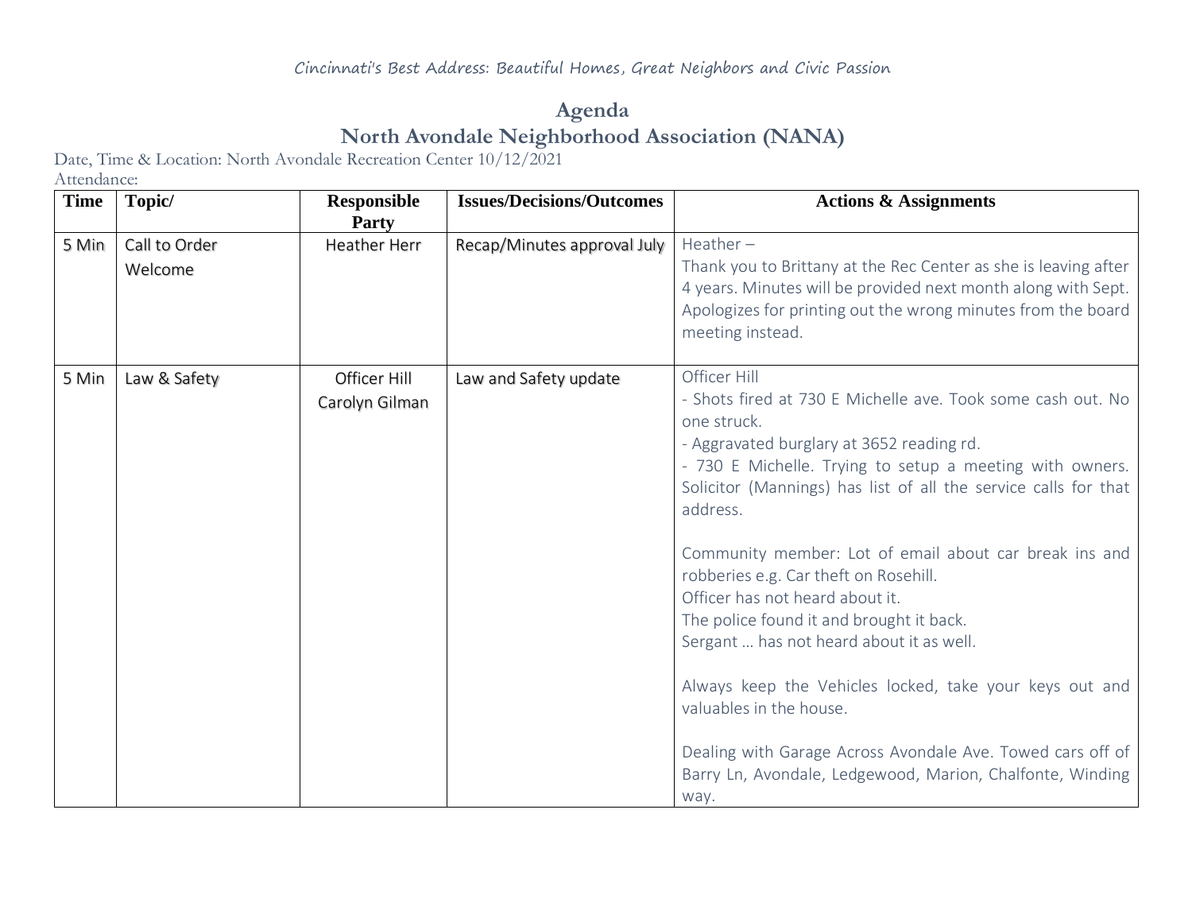Cincinnati's Best Address: Beautiful Homes, Great Neighbors and Civic Passion

# Agenda
# North Avondale Neighborhood Association (NANA)

Date, Time & Location: North Avondale Recreation Center 10/12/2021
Attendance:

| Time | Topic/ | Responsible Party | Issues/Decisions/Outcomes | Actions & Assignments |
|---|---|---|---|---|
| 5 Min | Call to Order<br>Welcome | Heather Herr | Recap/Minutes approval July | Heather –<br>Thank you to Brittany at the Rec Center as she is leaving after 4 years. Minutes will be provided next month along with Sept. Apologizes for printing out the wrong minutes from the board meeting instead. |
| 5 Min | Law & Safety | Officer Hill<br>Carolyn Gilman | Law and Safety update | Officer Hill<br>- Shots fired at 730 E Michelle ave. Took some cash out. No one struck.<br>- Aggravated burglary at 3652 reading rd.<br>- 730 E Michelle. Trying to setup a meeting with owners. Solicitor (Mannings) has list of all the service calls for that address.<br><br>Community member: Lot of email about car break ins and robberies e.g. Car theft on Rosehill.<br>Officer has not heard about it.<br>The police found it and brought it back.<br>Sergant … has not heard about it as well.<br><br>Always keep the Vehicles locked, take your keys out and valuables in the house.<br><br>Dealing with Garage Across Avondale Ave. Towed cars off of Barry Ln, Avondale, Ledgewood, Marion, Chalfonte, Winding way. |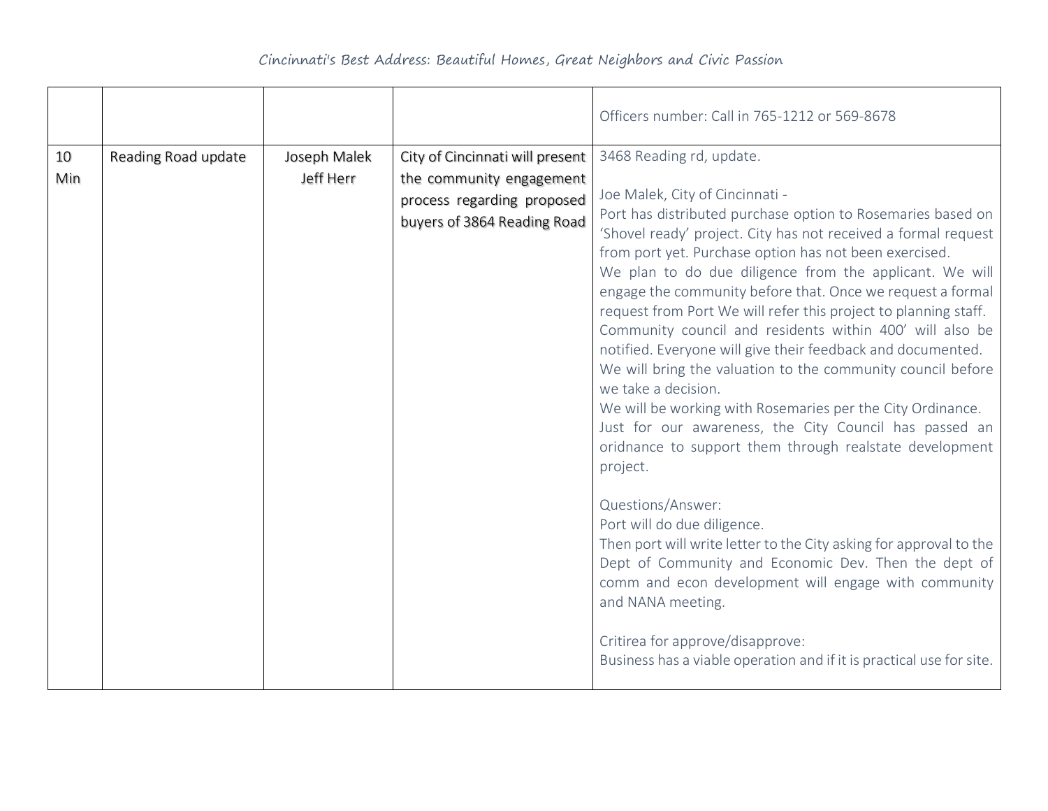| | | | | |
|---|---|---|---|---|
| | | | | Officers number: Call in 765-1212 or 569-8678 |
| 10 Min | Reading Road update | Joseph Malek<br>Jeff Herr | City of Cincinnati will present the community engagement process regarding proposed buyers of 3864 Reading Road | 3468 Reading rd, update.<br><br>Joe Malek, City of Cincinnati -<br>Port has distributed purchase option to Rosemaries based on 'Shovel ready' project. City has not received a formal request from port yet. Purchase option has not been exercised.<br>We plan to do due diligence from the applicant. We will engage the community before that. Once we request a formal request from Port We will refer this project to planning staff.<br>Community council and residents within 400' will also be notified. Everyone will give their feedback and documented.<br>We will bring the valuation to the community council before we take a decision.<br>We will be working with Rosemaries per the City Ordinance.<br>Just for our awareness, the City Council has passed an oridnance to support them through realstate development project.<br><br>Questions/Answer:<br>Port will do due diligence.<br>Then port will write letter to the City asking for approval to the Dept of Community and Economic Dev. Then the dept of comm and econ development will engage with community and NANA meeting.<br><br>Critirea for approve/disapprove:<br>Business has a viable operation and if it is practical use for site. |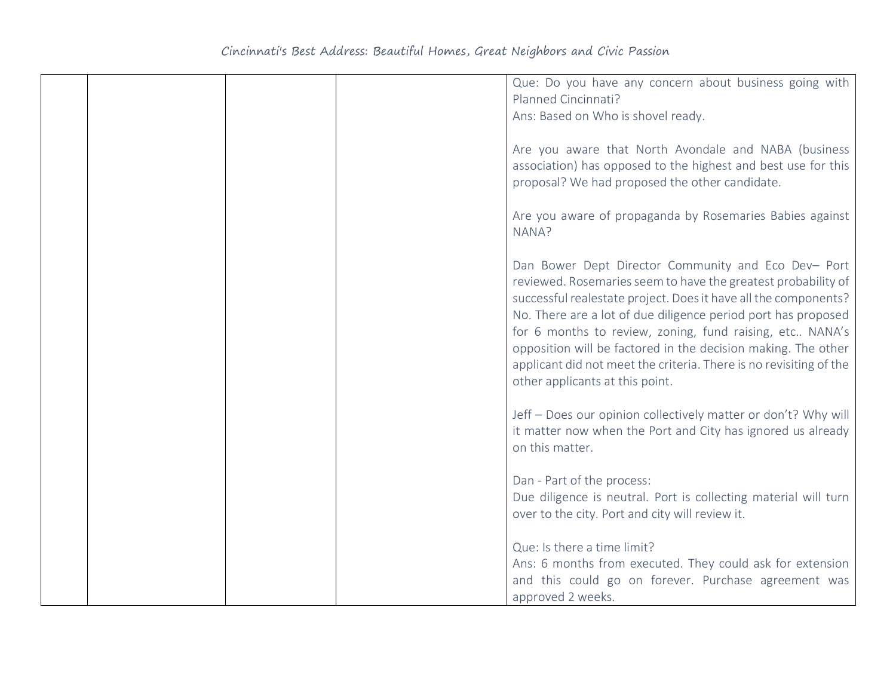| | | | | |
|---|---|---|---|---|
| | | | | Que: Do you have any concern about business going with Planned Cincinnati?<br>Ans: Based on Who is shovel ready.<br><br>Are you aware that North Avondale and NABA (business association) has opposed to the highest and best use for this proposal? We had proposed the other candidate.<br><br>Are you aware of propaganda by Rosemaries Babies against NANA?<br><br>Dan Bower Dept Director Community and Eco Dev– Port reviewed. Rosemaries seem to have the greatest probability of successful realestate project. Does it have all the components? No. There are a lot of due diligence period port has proposed for 6 months to review, zoning, fund raising, etc.. NANA's opposition will be factored in the decision making. The other applicant did not meet the criteria. There is no revisiting of the other applicants at this point.<br><br>Jeff – Does our opinion collectively matter or don't? Why will it matter now when the Port and City has ignored us already on this matter.<br><br>Dan - Part of the process:<br>Due diligence is neutral. Port is collecting material will turn over to the city. Port and city will review it.<br><br>Que: Is there a time limit?<br>Ans: 6 months from executed. They could ask for extension and this could go on forever. Purchase agreement was approved 2 weeks. |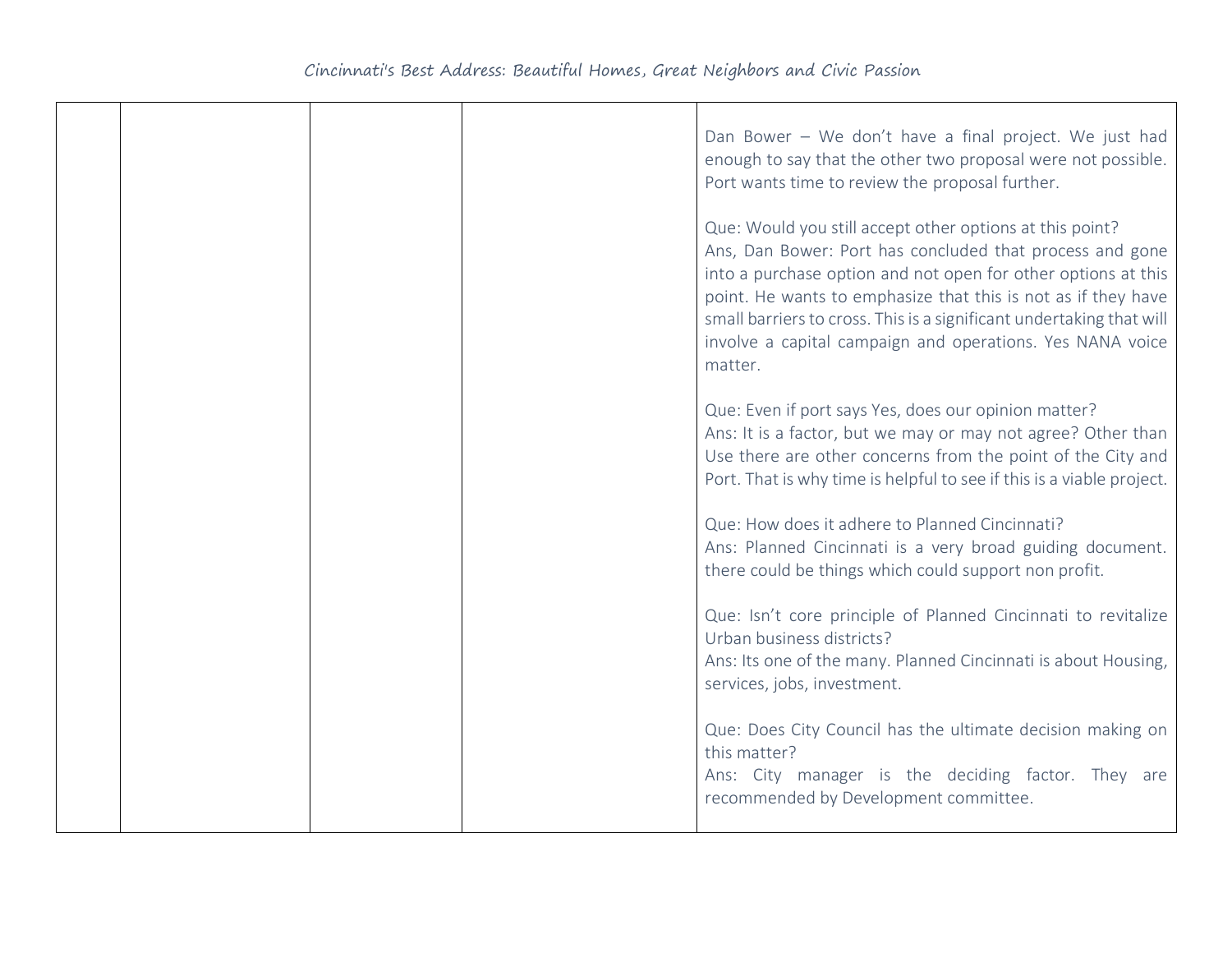| | | | | |
|---|---|---|---|---|
| | | | | Dan Bower – We don't have a final project. We just had enough to say that the other two proposal were not possible. Port wants time to review the proposal further.<br><br>Que: Would you still accept other options at this point?<br>Ans, Dan Bower: Port has concluded that process and gone into a purchase option and not open for other options at this point. He wants to emphasize that this is not as if they have small barriers to cross. This is a significant undertaking that will involve a capital campaign and operations. Yes NANA voice matter.<br><br>Que: Even if port says Yes, does our opinion matter?<br>Ans: It is a factor, but we may or may not agree? Other than Use there are other concerns from the point of the City and Port. That is why time is helpful to see if this is a viable project.<br><br>Que: How does it adhere to Planned Cincinnati?<br>Ans: Planned Cincinnati is a very broad guiding document. there could be things which could support non profit.<br><br>Que: Isn't core principle of Planned Cincinnati to revitalize Urban business districts?<br>Ans: Its one of the many. Planned Cincinnati is about Housing, services, jobs, investment.<br><br>Que: Does City Council has the ultimate decision making on this matter?<br>Ans: City manager is the deciding factor. They are recommended by Development committee. |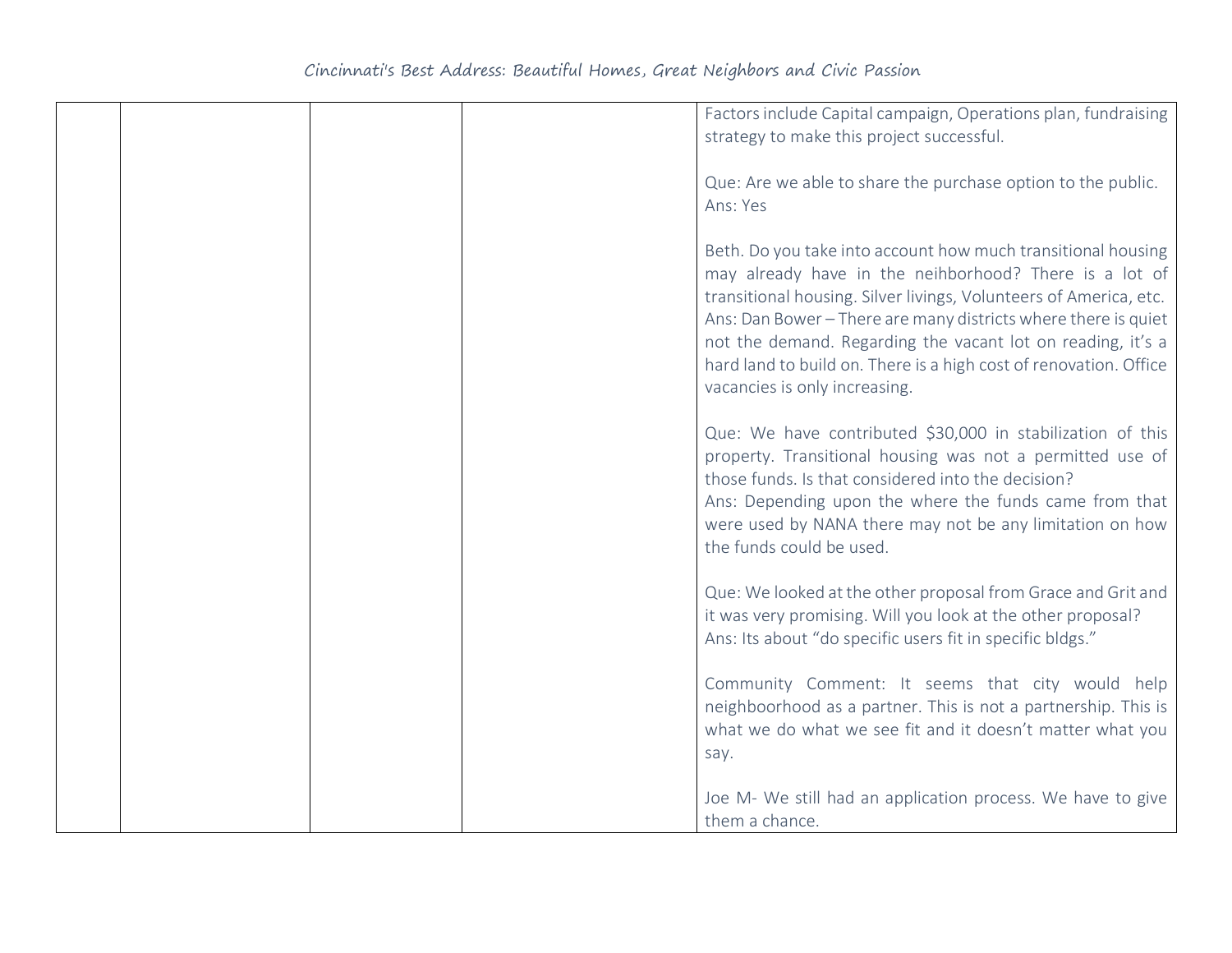| | | | | |
|---|---|---|---|---|
| | | | | Factors include Capital campaign, Operations plan, fundraising strategy to make this project successful.<br><br>Que: Are we able to share the purchase option to the public.<br>Ans: Yes<br><br>Beth. Do you take into account how much transitional housing may already have in the neihborhood? There is a lot of transitional housing. Silver livings, Volunteers of America, etc.<br>Ans: Dan Bower – There are many districts where there is quiet not the demand. Regarding the vacant lot on reading, it's a hard land to build on. There is a high cost of renovation. Office vacancies is only increasing.<br><br>Que: We have contributed $30,000 in stabilization of this property. Transitional housing was not a permitted use of those funds. Is that considered into the decision?<br>Ans: Depending upon the where the funds came from that were used by NANA there may not be any limitation on how the funds could be used.<br><br>Que: We looked at the other proposal from Grace and Grit and it was very promising. Will you look at the other proposal?<br>Ans: Its about "do specific users fit in specific bldgs."<br><br>Community Comment: It seems that city would help neighboorhood as a partner. This is not a partnership. This is what we do what we see fit and it doesn't matter what you say.<br><br>Joe M- We still had an application process. We have to give them a chance. |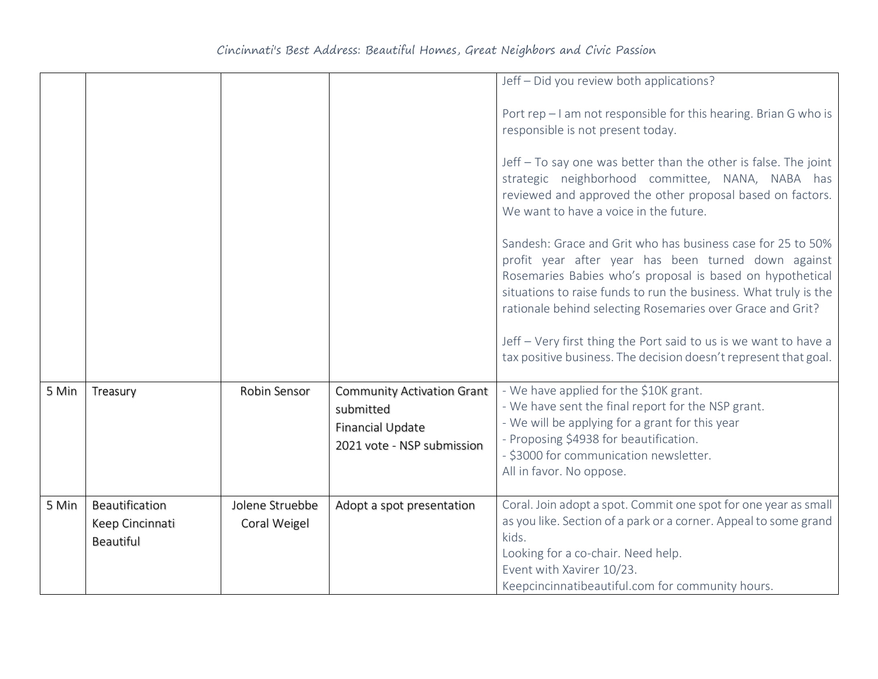| | | | | |
|---|---|---|---|---|
| | | | | Jeff – Did you review both applications?<br><br>Port rep – I am not responsible for this hearing. Brian G who is responsible is not present today.<br><br>Jeff – To say one was better than the other is false. The joint strategic neighborhood committee, NANA, NABA has reviewed and approved the other proposal based on factors. We want to have a voice in the future.<br><br>Sandesh: Grace and Grit who has business case for 25 to 50% profit year after year has been turned down against Rosemaries Babies who's proposal is based on hypothetical situations to raise funds to run the business. What truly is the rationale behind selecting Rosemaries over Grace and Grit?<br><br>Jeff – Very first thing the Port said to us is we want to have a tax positive business. The decision doesn't represent that goal. |
| 5 Min | Treasury | Robin Sensor | Community Activation Grant submitted<br>Financial Update<br>2021 vote - NSP submission | - We have applied for the $10K grant.<br>- We have sent the final report for the NSP grant.<br>- We will be applying for a grant for this year<br>- Proposing $4938 for beautification.<br>- $3000 for communication newsletter.<br>All in favor. No oppose. |
| 5 Min | Beautification<br>Keep Cincinnati Beautiful | Jolene Struebbe<br>Coral Weigel | Adopt a spot presentation | Coral. Join adopt a spot. Commit one spot for one year as small as you like. Section of a park or a corner. Appeal to some grand kids.<br>Looking for a co-chair. Need help.<br>Event with Xavirer 10/23.<br>Keepcincinnatibeautiful.com for community hours. |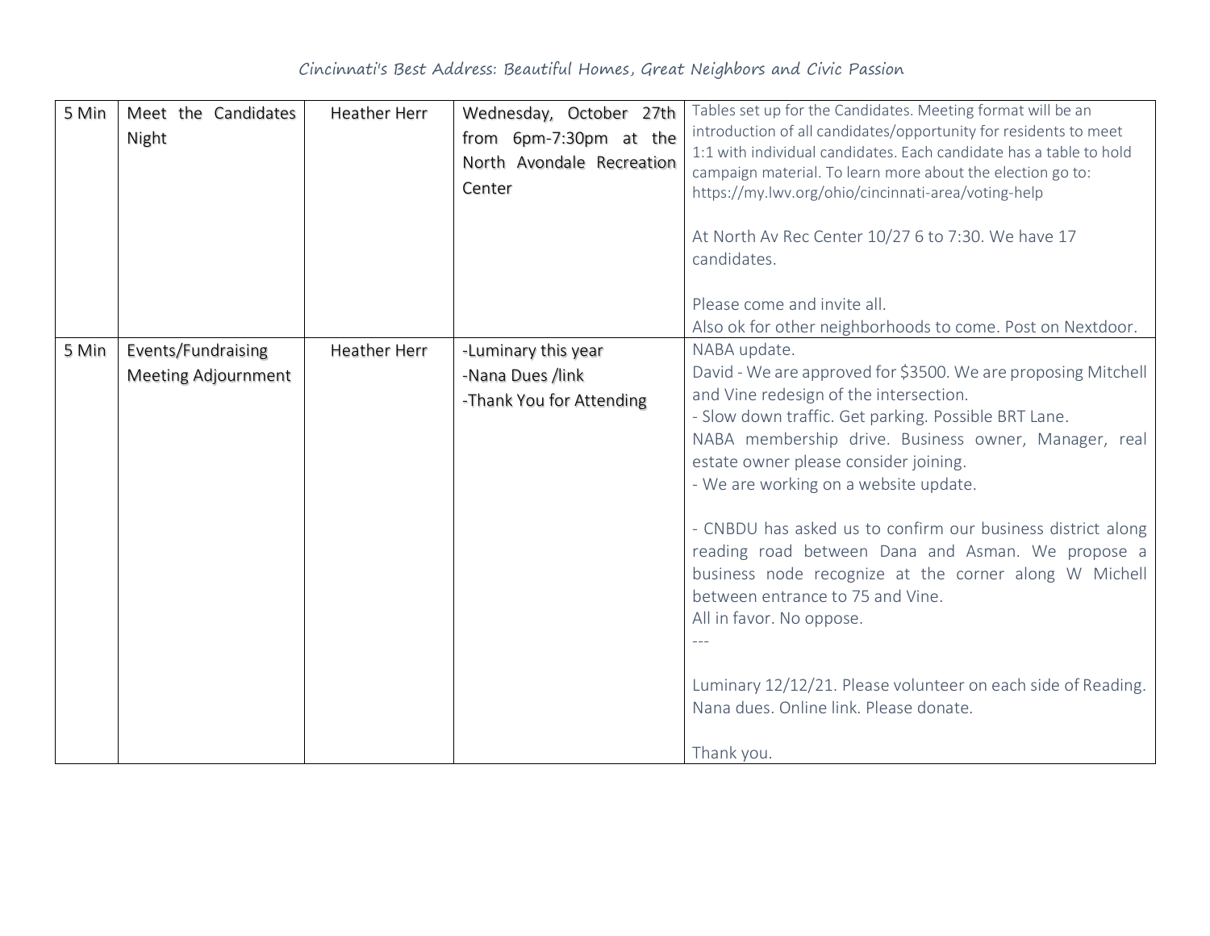| | | | | |
|---|---|---|---|---|
| 5 Min | Meet the Candidates Night | Heather Herr | Wednesday, October 27th from 6pm-7:30pm at the North Avondale Recreation Center | Tables set up for the Candidates. Meeting format will be an introduction of all candidates/opportunity for residents to meet 1:1 with individual candidates. Each candidate has a table to hold campaign material. To learn more about the election go to: https://my.lwv.org/ohio/cincinnati-area/voting-help<br><br>At North Av Rec Center 10/27 6 to 7:30. We have 17 candidates.<br><br>Please come and invite all.<br>Also ok for other neighborhoods to come. Post on Nextdoor. |
| 5 Min | Events/Fundraising Meeting Adjournment | Heather Herr | -Luminary this year<br>-Nana Dues /link<br>-Thank You for Attending | NABA update.<br>David - We are approved for $3500. We are proposing Mitchell and Vine redesign of the intersection.<br>- Slow down traffic. Get parking. Possible BRT Lane.<br>NABA membership drive. Business owner, Manager, real estate owner please consider joining.<br>- We are working on a website update.<br><br>- CNBDU has asked us to confirm our business district along reading road between Dana and Asman. We propose a business node recognize at the corner along W Michell between entrance to 75 and Vine.<br>All in favor. No oppose.<br>---<br><br>Luminary 12/12/21. Please volunteer on each side of Reading.<br>Nana dues. Online link. Please donate.<br><br>Thank you. |